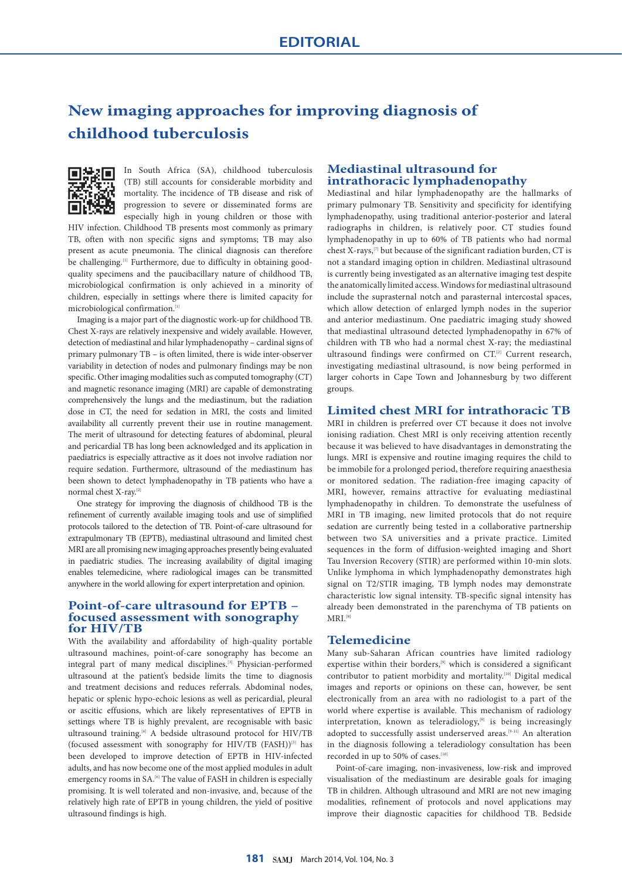# EDITORIAL

# New imaging approaches for improving diagnosis of childhood tuberculosis

In South Africa (SA), childhood tuberculosis (TB) still accounts for considerable morbidity and mortality. The incidence of TB disease and risk of progression to severe or disseminated forms are especially high in young children or those with HIV infection. Childhood TB presents most commonly as primary TB, often with non specific signs and symptoms; TB may also present as acute pneumonia. The clinical diagnosis can therefore be challenging.[1] Furthermore, due to difficulty in obtaining good-quality specimens and the paucibacillary nature of childhood TB, microbiological confirmation is only achieved in a minority of children, especially in settings where there is limited capacity for microbiological confirmation.[1]

Imaging is a major part of the diagnostic work-up for childhood TB. Chest X-rays are relatively inexpensive and widely available. However, detection of mediastinal and hilar lymphadenopathy – cardinal signs of primary pulmonary TB – is often limited, there is wide inter-observer variability in detection of nodes and pulmonary findings may be non specific. Other imaging modalities such as computed tomography (CT) and magnetic resonance imaging (MRI) are capable of demonstrating comprehensively the lungs and the mediastinum, but the radiation dose in CT, the need for sedation in MRI, the costs and limited availability all currently prevent their use in routine management. The merit of ultrasound for detecting features of abdominal, pleural and pericardial TB has long been acknowledged and its application in paediatrics is especially attractive as it does not involve radiation nor require sedation. Furthermore, ultrasound of the mediastinum has been shown to detect lymphadenopathy in TB patients who have a normal chest X-ray.[2]

One strategy for improving the diagnosis of childhood TB is the refinement of currently available imaging tools and use of simplified protocols tailored to the detection of TB. Point-of-care ultrasound for extrapulmonary TB (EPTB), mediastinal ultrasound and limited chest MRI are all promising new imaging approaches presently being evaluated in paediatric studies. The increasing availability of digital imaging enables telemedicine, where radiological images can be transmitted anywhere in the world allowing for expert interpretation and opinion.

## Point-of-care ultrasound for EPTB – focused assessment with sonography for HIV/TB

With the availability and affordability of high-quality portable ultrasound machines, point-of-care sonography has become an integral part of many medical disciplines.[3] Physician-performed ultrasound at the patient's bedside limits the time to diagnosis and treatment decisions and reduces referrals. Abdominal nodes, hepatic or splenic hypo-echoic lesions as well as pericardial, pleural or ascitic effusions, which are likely representatives of EPTB in settings where TB is highly prevalent, are recognisable with basic ultrasound training.[4] A bedside ultrasound protocol for HIV/TB (focused assessment with sonography for HIV/TB (FASH))[5] has been developed to improve detection of EPTB in HIV-infected adults, and has now become one of the most applied modules in adult emergency rooms in SA.[6] The value of FASH in children is especially promising. It is well tolerated and non-invasive, and, because of the relatively high rate of EPTB in young children, the yield of positive ultrasound findings is high.

## Mediastinal ultrasound for intrathoracic lymphadenopathy

Mediastinal and hilar lymphadenopathy are the hallmarks of primary pulmonary TB. Sensitivity and specificity for identifying lymphadenopathy, using traditional anterior-posterior and lateral radiographs in children, is relatively poor. CT studies found lymphadenopathy in up to 60% of TB patients who had normal chest X-rays,[7] but because of the significant radiation burden, CT is not a standard imaging option in children. Mediastinal ultrasound is currently being investigated as an alternative imaging test despite the anatomically limited access. Windows for mediastinal ultrasound include the suprasternal notch and parasternal intercostal spaces, which allow detection of enlarged lymph nodes in the superior and anterior mediastinum. One paediatric imaging study showed that mediastinal ultrasound detected lymphadenopathy in 67% of children with TB who had a normal chest X-ray; the mediastinal ultrasound findings were confirmed on CT.[2] Current research, investigating mediastinal ultrasound, is now being performed in larger cohorts in Cape Town and Johannesburg by two different groups.

## Limited chest MRI for intrathoracic TB

MRI in children is preferred over CT because it does not involve ionising radiation. Chest MRI is only receiving attention recently because it was believed to have disadvantages in demonstrating the lungs. MRI is expensive and routine imaging requires the child to be immobile for a prolonged period, therefore requiring anaesthesia or monitored sedation. The radiation-free imaging capacity of MRI, however, remains attractive for evaluating mediastinal lymphadenopathy in children. To demonstrate the usefulness of MRI in TB imaging, new limited protocols that do not require sedation are currently being tested in a collaborative partnership between two SA universities and a private practice. Limited sequences in the form of diffusion-weighted imaging and Short Tau Inversion Recovery (STIR) are performed within 10-min slots. Unlike lymphoma in which lymphadenopathy demonstrates high signal on T2/STIR imaging, TB lymph nodes may demonstrate characteristic low signal intensity. TB-specific signal intensity has already been demonstrated in the parenchyma of TB patients on MRI.[8]

## Telemedicine

Many sub-Saharan African countries have limited radiology expertise within their borders,[9] which is considered a significant contributor to patient morbidity and mortality.[10] Digital medical images and reports or opinions on these can, however, be sent electronically from an area with no radiologist to a part of the world where expertise is available. This mechanism of radiology interpretation, known as teleradiology,[9] is being increasingly adopted to successfully assist underserved areas.[9-11] An alteration in the diagnosis following a teleradiology consultation has been recorded in up to 50% of cases.[10]

Point-of-care imaging, non-invasiveness, low-risk and improved visualisation of the mediastinum are desirable goals for imaging TB in children. Although ultrasound and MRI are not new imaging modalities, refinement of protocols and novel applications may improve their diagnostic capacities for childhood TB. Bedside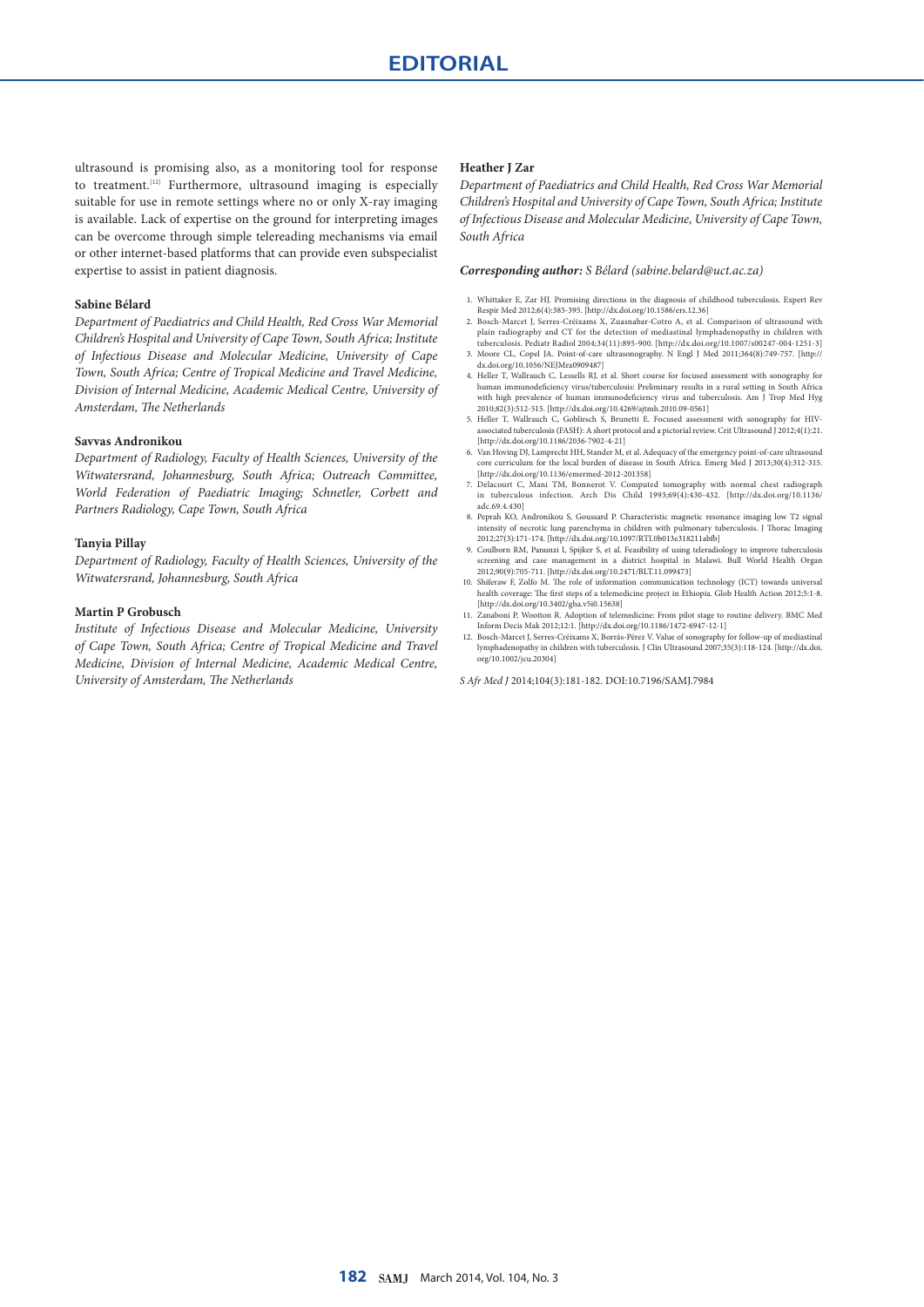ultrasound is promising also, as a monitoring tool for response to treatment.[12] Furthermore, ultrasound imaging is especially suitable for use in remote settings where no or only X-ray imaging is available. Lack of expertise on the ground for interpreting images can be overcome through simple telereading mechanisms via email or other internet-based platforms that can provide even subspecialist expertise to assist in patient diagnosis.

**Sabine Bélard**

*Department of Paediatrics and Child Health, Red Cross War Memorial Children's Hospital and University of Cape Town, South Africa; Institute of Infectious Disease and Molecular Medicine, University of Cape Town, South Africa; Centre of Tropical Medicine and Travel Medicine, Division of Internal Medicine, Academic Medical Centre, University of Amsterdam, The Netherlands*

**Savvas Andronikou**

*Department of Radiology, Faculty of Health Sciences, University of the Witwatersrand, Johannesburg, South Africa; Outreach Committee, World Federation of Paediatric Imaging; Schnetler, Corbett and Partners Radiology, Cape Town, South Africa*

**Tanyia Pillay**

*Department of Radiology, Faculty of Health Sciences, University of the Witwatersrand, Johannesburg, South Africa*

**Martin P Grobusch**

*Institute of Infectious Disease and Molecular Medicine, University of Cape Town, South Africa; Centre of Tropical Medicine and Travel Medicine, Division of Internal Medicine, Academic Medical Centre, University of Amsterdam, The Netherlands*

**Heather J Zar**

*Department of Paediatrics and Child Health, Red Cross War Memorial Children's Hospital and University of Cape Town, South Africa; Institute of Infectious Disease and Molecular Medicine, University of Cape Town, South Africa*

***Corresponding author:*** *S Bélard (sabine.belard@uct.ac.za)*

1. Whittaker E, Zar HJ. Promising directions in the diagnosis of childhood tuberculosis. Expert Rev Respir Med 2012;6(4):385-395. [http://dx.doi.org/10.1586/ers.12.36]
2. Bosch-Marcet J, Serres-Créixams X, Zuasnabar-Cotro A, et al. Comparison of ultrasound with plain radiography and CT for the detection of mediastinal lymphadenopathy in children with tuberculosis. Pediatr Radiol 2004;34(11):895-900. [http://dx.doi.org/10.1007/s00247-004-1251-3]
3. Moore CL, Copel JA. Point-of-care ultrasonography. N Engl J Med 2011;364(8):749-757. [http://dx.doi.org/10.1056/NEJMra0909487]
4. Heller T, Wallrauch C, Lessells RJ, et al. Short course for focused assessment with sonography for human immunodeficiency virus/tuberculosis: Preliminary results in a rural setting in South Africa with high prevalence of human immunodeficiency virus and tuberculosis. Am J Trop Med Hyg 2010;82(3):512-515. [http://dx.doi.org/10.4269/ajtmh.2010.09-0561]
5. Heller T, Wallrauch C, Goblirsch S, Brunetti E. Focused assessment with sonography for HIV-associated tuberculosis (FASH): A short protocol and a pictorial review. Crit Ultrasound J 2012;4(1):21. [http://dx.doi.org/10.1186/2036-7902-4-21]
6. Van Hoving DJ, Lamprecht HH, Stander M, et al. Adequacy of the emergency point-of-care ultrasound core curriculum for the local burden of disease in South Africa. Emerg Med J 2013;30(4):312-315. [http://dx.doi.org/10.1136/emermed-2012-201358]
7. Delacourt C, Mani TM, Bonnerot V. Computed tomography with normal chest radiograph in tuberculous infection. Arch Dis Child 1993;69(4):430-432. [http://dx.doi.org/10.1136/adc.69.4.430]
8. Peprah KO, Andronikou S, Goussard P. Characteristic magnetic resonance imaging low T2 signal intensity of necrotic lung parenchyma in children with pulmonary tuberculosis. J Thorac Imaging 2012;27(3):171-174. [http://dx.doi.org/10.1097/RTI.0b013e318211abfb]
9. Coulborn RM, Panunzi I, Spijker S, et al. Feasibility of using teleradiology to improve tuberculosis screening and case management in a district hospital in Malawi. Bull World Health Organ 2012;90(9):705-711. [http://dx.doi.org/10.2471/BLT.11.099473]
10. Shiferaw F, Zolfo M. The role of information communication technology (ICT) towards universal health coverage: The first steps of a telemedicine project in Ethiopia. Glob Health Action 2012;5:1-8. [http://dx.doi.org/10.3402/gha.v5i0.15638]
11. Zanaboni P, Wootton R. Adoption of telemedicine: From pilot stage to routine delivery. BMC Med Inform Decis Mak 2012;12:1. [http://dx.doi.org/10.1186/1472-6947-12-1]
12. Bosch-Marcet J, Serres-Créixams X, Borrás-Pérez V. Value of sonography for follow-up of mediastinal lymphadenopathy in children with tuberculosis. J Clin Ultrasound 2007;35(3):118-124. [http://dx.doi.org/10.1002/jcu.20304]

*S Afr Med J* 2014;104(3):181-182. DOI:10.7196/SAMJ.7984